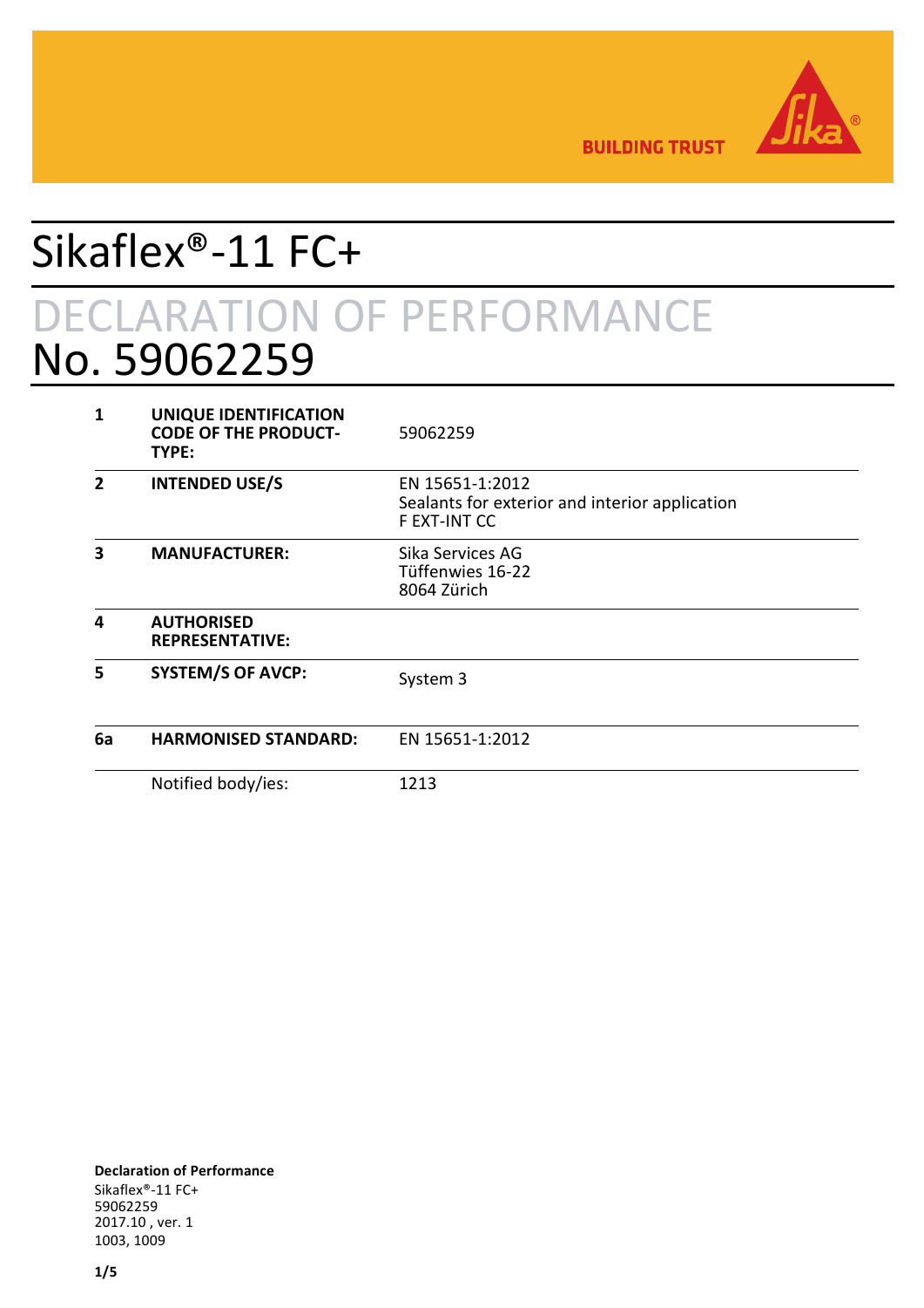BUILDING TRUST

# Sikaflex®-11 FC+

## DECLARATION OF PERFORMANCE
## No. 59062259

| | | |
|---|---|---|
| **1** | **UNIQUE IDENTIFICATION CODE OF THE PRODUCT-TYPE:** | 59062259 |
| **2** | **INTENDED USE/S** | EN 15651-1:2012<br>Sealants for exterior and interior application<br>F EXT-INT CC |
| **3** | **MANUFACTURER:** | Sika Services AG<br>Tüffenwies 16-22<br>8064 Zürich |
| **4** | **AUTHORISED REPRESENTATIVE:** | |
| **5** | **SYSTEM/S OF AVCP:** | System 3 |
| **6a** | **HARMONISED STANDARD:** | EN 15651-1:2012 |
| | Notified body/ies: | 1213 |

**Declaration of Performance**
Sikaflex®-11 FC+
59062259
2017.10 , ver. 1
1003, 1009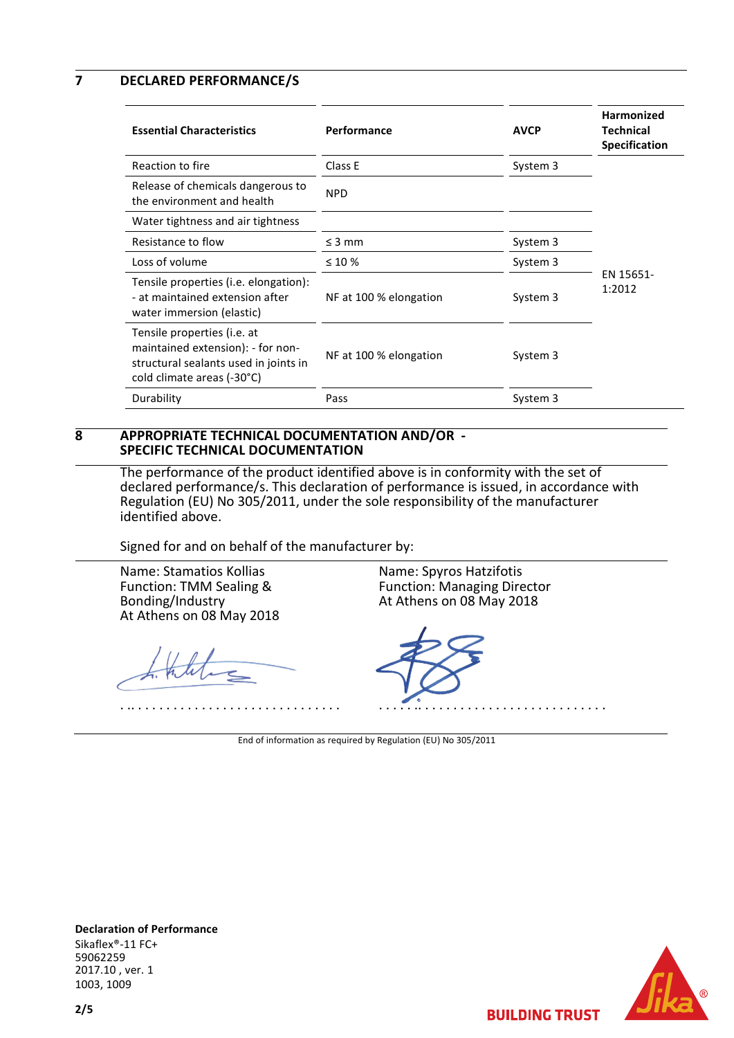## 7 DECLARED PERFORMANCE/S

| Essential Characteristics | Performance | AVCP | Harmonized Technical Specification |
|---|---|---|---|
| Reaction to fire | Class E | System 3 | EN 15651-1:2012 |
| Release of chemicals dangerous to the environment and health | NPD | | |
| Water tightness and air tightness | | | |
| Resistance to flow | ≤ 3 mm | System 3 | |
| Loss of volume | ≤ 10 % | System 3 | |
| Tensile properties (i.e. elongation): - at maintained extension after water immersion (elastic) | NF at 100 % elongation | System 3 | |
| Tensile properties (i.e. at maintained extension): - for non-structural sealants used in joints in cold climate areas (-30°C) | NF at 100 % elongation | System 3 | |
| Durability | Pass | System 3 | |

## 8 APPROPRIATE TECHNICAL DOCUMENTATION AND/OR - SPECIFIC TECHNICAL DOCUMENTATION

The performance of the product identified above is in conformity with the set of declared performance/s. This declaration of performance is issued, in accordance with Regulation (EU) No 305/2011, under the sole responsibility of the manufacturer identified above.

Signed for and on behalf of the manufacturer by:

Name: Stamatios Kollias
Function: TMM Sealing & Bonding/Industry
At Athens on 08 May 2018

. .. . . . . . . . . . . . . . . . . . . . . . . . . . . .

Name: Spyros Hatzifotis
Function: Managing Director
At Athens on 08 May 2018

. . . . . .. . . . . . . . . . . . . . . . . . . . . . . . .

End of information as required by Regulation (EU) No 305/2011

**Declaration of Performance**
Sikaflex®-11 FC+
59062259
2017.10 , ver. 1
1003, 1009

BUILDING TRUST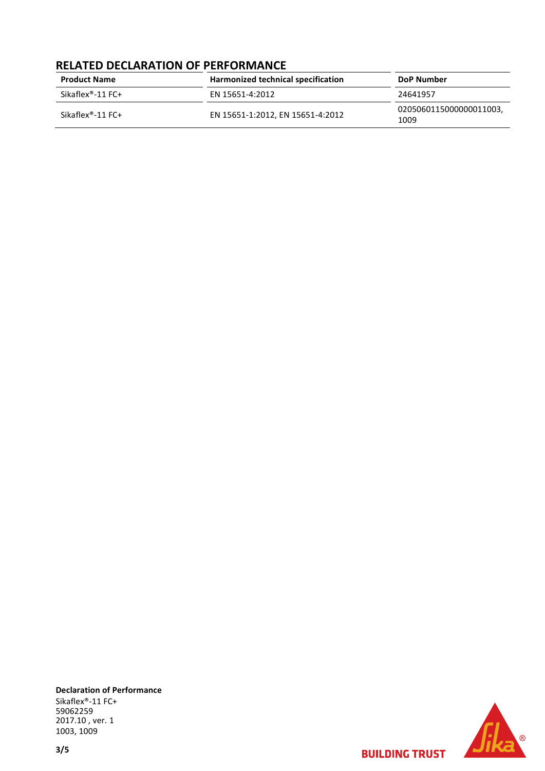## RELATED DECLARATION OF PERFORMANCE

| Product Name | Harmonized technical specification | DoP Number |
|---|---|---|
| Sikaflex®-11 FC+ | EN 15651-4:2012 | 24641957 |
| Sikaflex®-11 FC+ | EN 15651-1:2012, EN 15651-4:2012 | 02050601150000000011003, 1009 |

**Declaration of Performance**
Sikaflex®-11 FC+
59062259
2017.10 , ver. 1
1003, 1009

**BUILDING TRUST**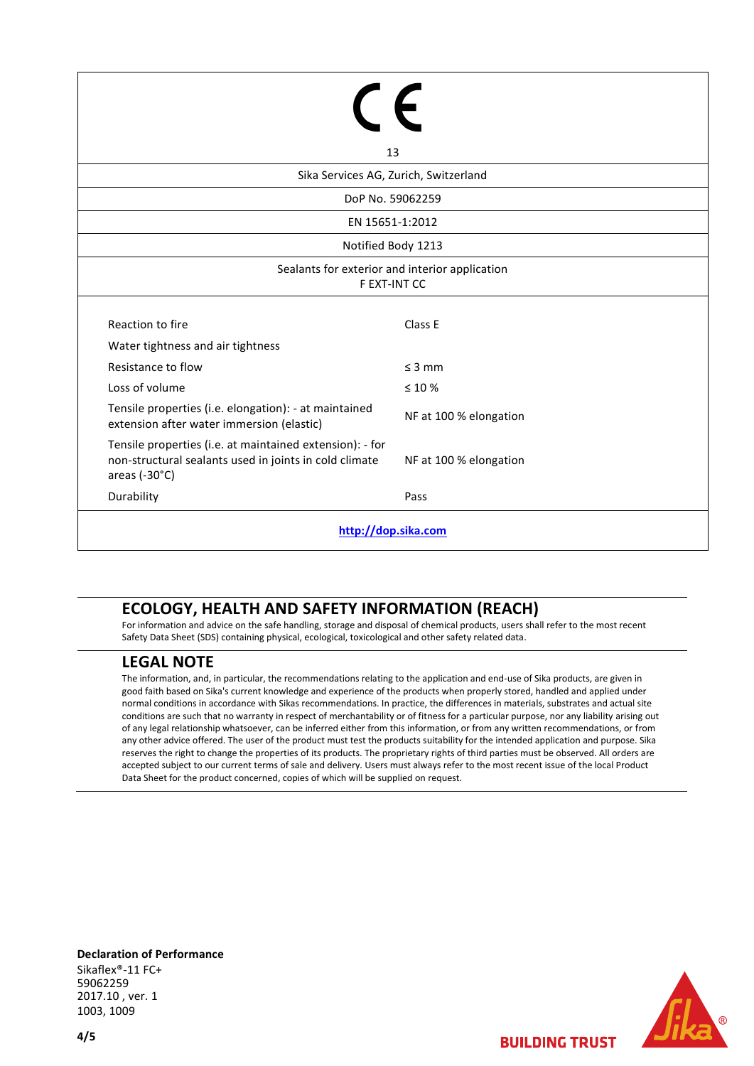CE

13

Sika Services AG, Zurich, Switzerland

DoP No. 59062259

EN 15651-1:2012

Notified Body 1213

Sealants for exterior and interior application
F EXT-INT CC

| | |
|---|---|
| Reaction to fire | Class E |
| Water tightness and air tightness | |
| Resistance to flow | ≤ 3 mm |
| Loss of volume | ≤ 10 % |
| Tensile properties (i.e. elongation): - at maintained extension after water immersion (elastic) | NF at 100 % elongation |
| Tensile properties (i.e. at maintained extension): - for non-structural sealants used in joints in cold climate areas (-30°C) | NF at 100 % elongation |
| Durability | Pass |

**http://dop.sika.com**

## ECOLOGY, HEALTH AND SAFETY INFORMATION (REACH)

For information and advice on the safe handling, storage and disposal of chemical products, users shall refer to the most recent Safety Data Sheet (SDS) containing physical, ecological, toxicological and other safety related data.

## LEGAL NOTE

The information, and, in particular, the recommendations relating to the application and end-use of Sika products, are given in good faith based on Sika's current knowledge and experience of the products when properly stored, handled and applied under normal conditions in accordance with Sikas recommendations. In practice, the differences in materials, substrates and actual site conditions are such that no warranty in respect of merchantability or of fitness for a particular purpose, nor any liability arising out of any legal relationship whatsoever, can be inferred either from this information, or from any written recommendations, or from any other advice offered. The user of the product must test the products suitability for the intended application and purpose. Sika reserves the right to change the properties of its products. The proprietary rights of third parties must be observed. All orders are accepted subject to our current terms of sale and delivery. Users must always refer to the most recent issue of the local Product Data Sheet for the product concerned, copies of which will be supplied on request.

**Declaration of Performance**
Sikaflex®-11 FC+
59062259
2017.10 , ver. 1
1003, 1009

BUILDING TRUST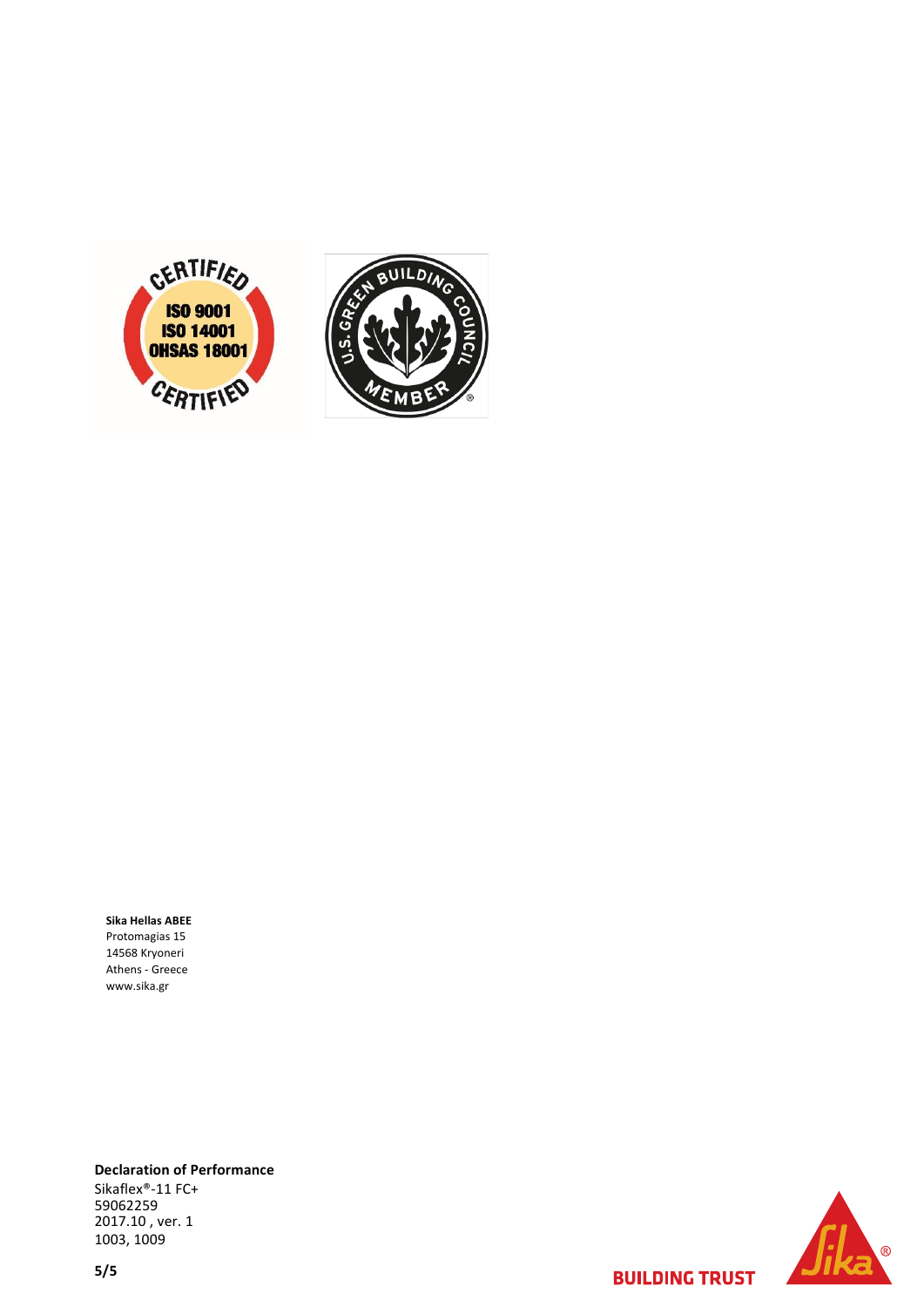**Sika Hellas ABEE**
Protomagias 15
14568 Kryoneri
Athens - Greece
www.sika.gr

**Declaration of Performance**
Sikaflex®-11 FC+
59062259
2017.10 , ver. 1
1003, 1009